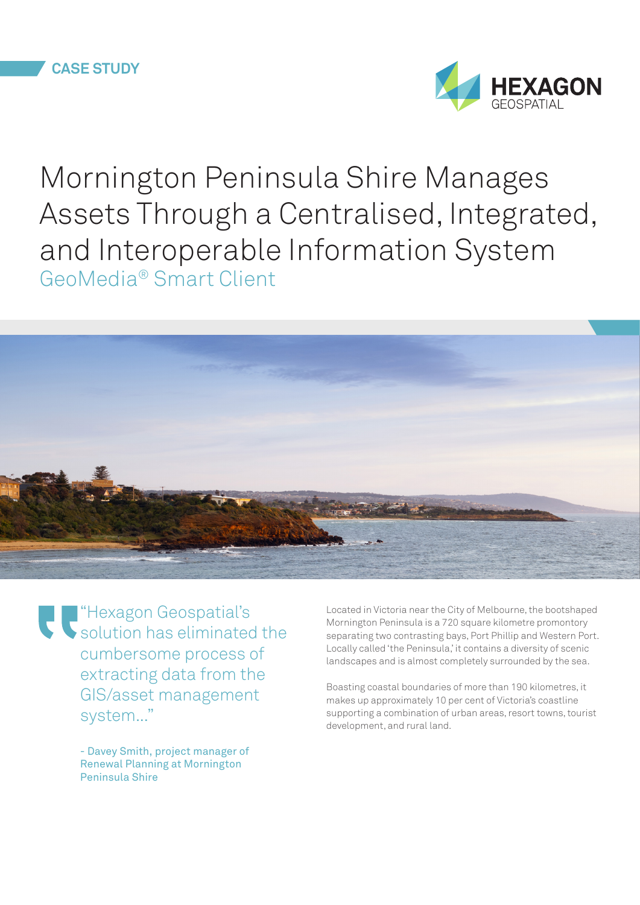CASE STUDY

HEXAGON GEOSPATIAL

# Mornington Peninsula Shire Manages Assets Through a Centralised, Integrated, and Interoperable Information System

## GeoMedia® Smart Client

> "Hexagon Geospatial's solution has eliminated the cumbersome process of extracting data from the GIS/asset management system..."
>
> - Davey Smith, project manager of Renewal Planning at Mornington Peninsula Shire

Located in Victoria near the City of Melbourne, the bootshaped Mornington Peninsula is a 720 square kilometre promontory separating two contrasting bays, Port Phillip and Western Port. Locally called 'the Peninsula,' it contains a diversity of scenic landscapes and is almost completely surrounded by the sea.

Boasting coastal boundaries of more than 190 kilometres, it makes up approximately 10 per cent of Victoria's coastline supporting a combination of urban areas, resort towns, tourist development, and rural land.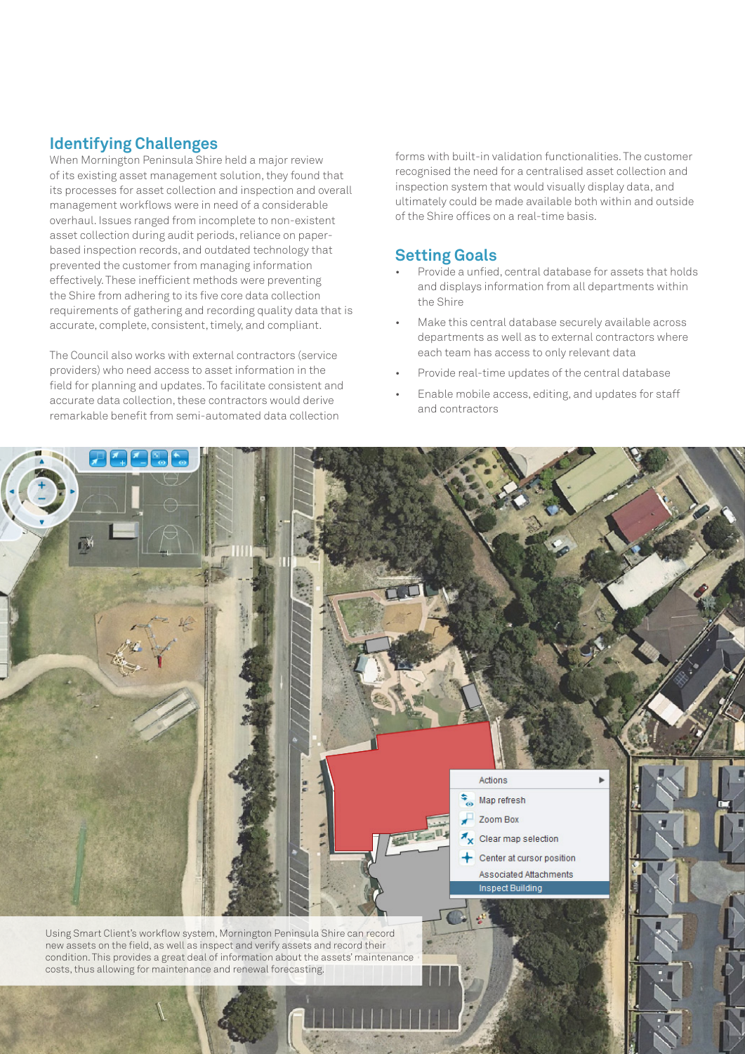## Identifying Challenges

When Mornington Peninsula Shire held a major review of its existing asset management solution, they found that its processes for asset collection and inspection and overall management workflows were in need of a considerable overhaul. Issues ranged from incomplete to non-existent asset collection during audit periods, reliance on paper-based inspection records, and outdated technology that prevented the customer from managing information effectively. These inefficient methods were preventing the Shire from adhering to its five core data collection requirements of gathering and recording quality data that is accurate, complete, consistent, timely, and compliant.

The Council also works with external contractors (service providers) who need access to asset information in the field for planning and updates. To facilitate consistent and accurate data collection, these contractors would derive remarkable benefit from semi-automated data collection forms with built-in validation functionalities. The customer recognised the need for a centralised asset collection and inspection system that would visually display data, and ultimately could be made available both within and outside of the Shire offices on a real-time basis.

## Setting Goals

- Provide a unfied, central database for assets that holds and displays information from all departments within the Shire
- Make this central database securely available across departments as well as to external contractors where each team has access to only relevant data
- Provide real-time updates of the central database
- Enable mobile access, editing, and updates for staff and contractors

Using Smart Client's workflow system, Mornington Peninsula Shire can record new assets on the field, as well as inspect and verify assets and record their condition. This provides a great deal of information about the assets' maintenance costs, thus allowing for maintenance and renewal forecasting.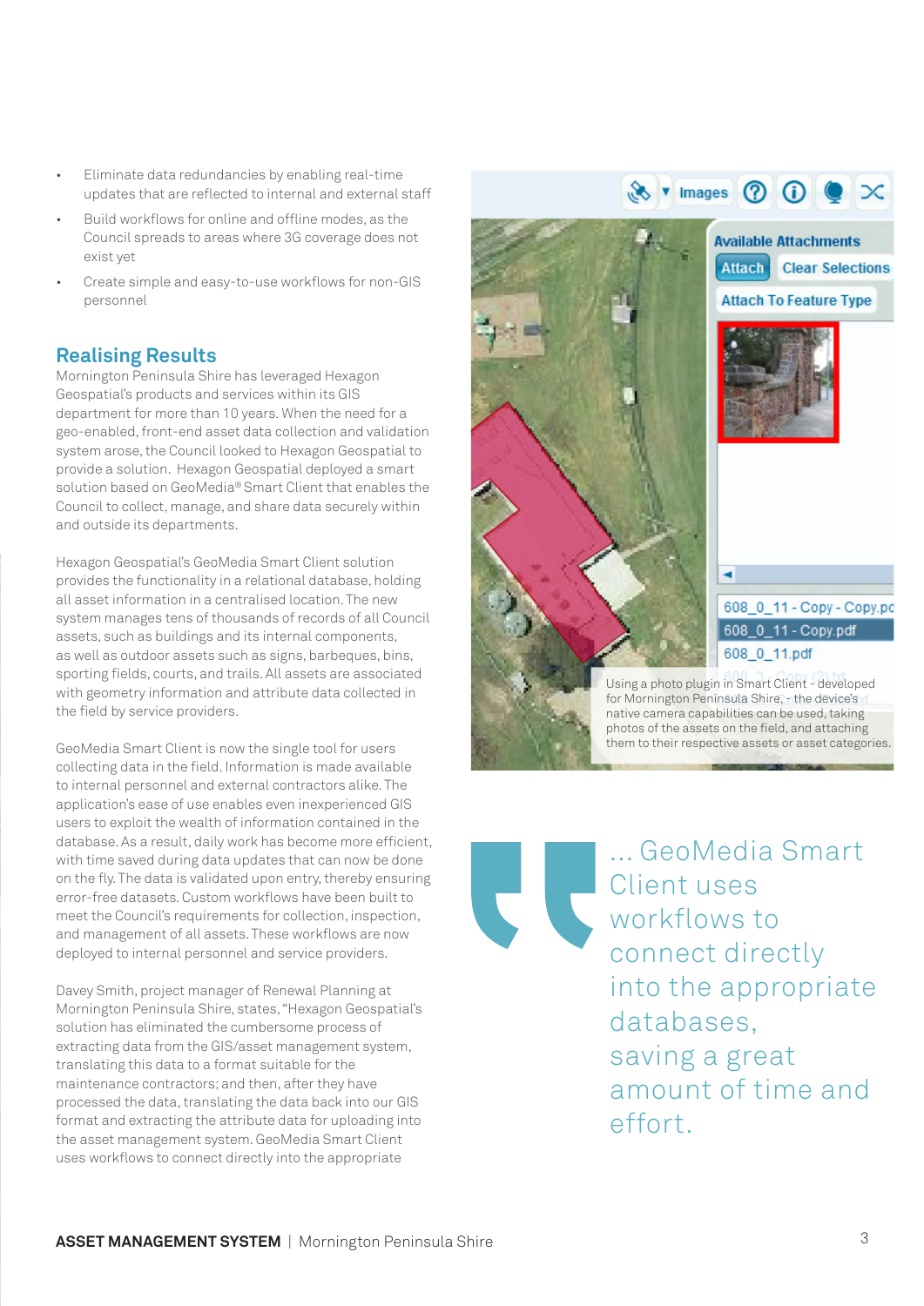- Eliminate data redundancies by enabling real-time updates that are reflected to internal and external staff
- Build workflows for online and offline modes, as the Council spreads to areas where 3G coverage does not exist yet
- Create simple and easy-to-use workflows for non-GIS personnel

## Realising Results

Mornington Peninsula Shire has leveraged Hexagon Geospatial's products and services within its GIS department for more than 10 years. When the need for a geo-enabled, front-end asset data collection and validation system arose, the Council looked to Hexagon Geospatial to provide a solution. Hexagon Geospatial deployed a smart solution based on GeoMedia® Smart Client that enables the Council to collect, manage, and share data securely within and outside its departments.

Hexagon Geospatial's GeoMedia Smart Client solution provides the functionality in a relational database, holding all asset information in a centralised location. The new system manages tens of thousands of records of all Council assets, such as buildings and its internal components, as well as outdoor assets such as signs, barbeques, bins, sporting fields, courts, and trails. All assets are associated with geometry information and attribute data collected in the field by service providers.

GeoMedia Smart Client is now the single tool for users collecting data in the field. Information is made available to internal personnel and external contractors alike. The application's ease of use enables even inexperienced GIS users to exploit the wealth of information contained in the database. As a result, daily work has become more efficient, with time saved during data updates that can now be done on the fly. The data is validated upon entry, thereby ensuring error-free datasets. Custom workflows have been built to meet the Council's requirements for collection, inspection, and management of all assets. These workflows are now deployed to internal personnel and service providers.

Davey Smith, project manager of Renewal Planning at Mornington Peninsula Shire, states, "Hexagon Geospatial's solution has eliminated the cumbersome process of extracting data from the GIS/asset management system, translating this data to a format suitable for the maintenance contractors; and then, after they have processed the data, translating the data back into our GIS format and extracting the attribute data for uploading into the asset management system. GeoMedia Smart Client uses workflows to connect directly into the appropriate

Using a photo plugin in Smart Client - developed for Mornington Peninsula Shire, - the device's native camera capabilities can be used, taking photos of the assets on the field, and attaching them to their respective assets or asset categories.

> ... GeoMedia Smart Client uses workflows to connect directly into the appropriate databases, saving a great amount of time and effort.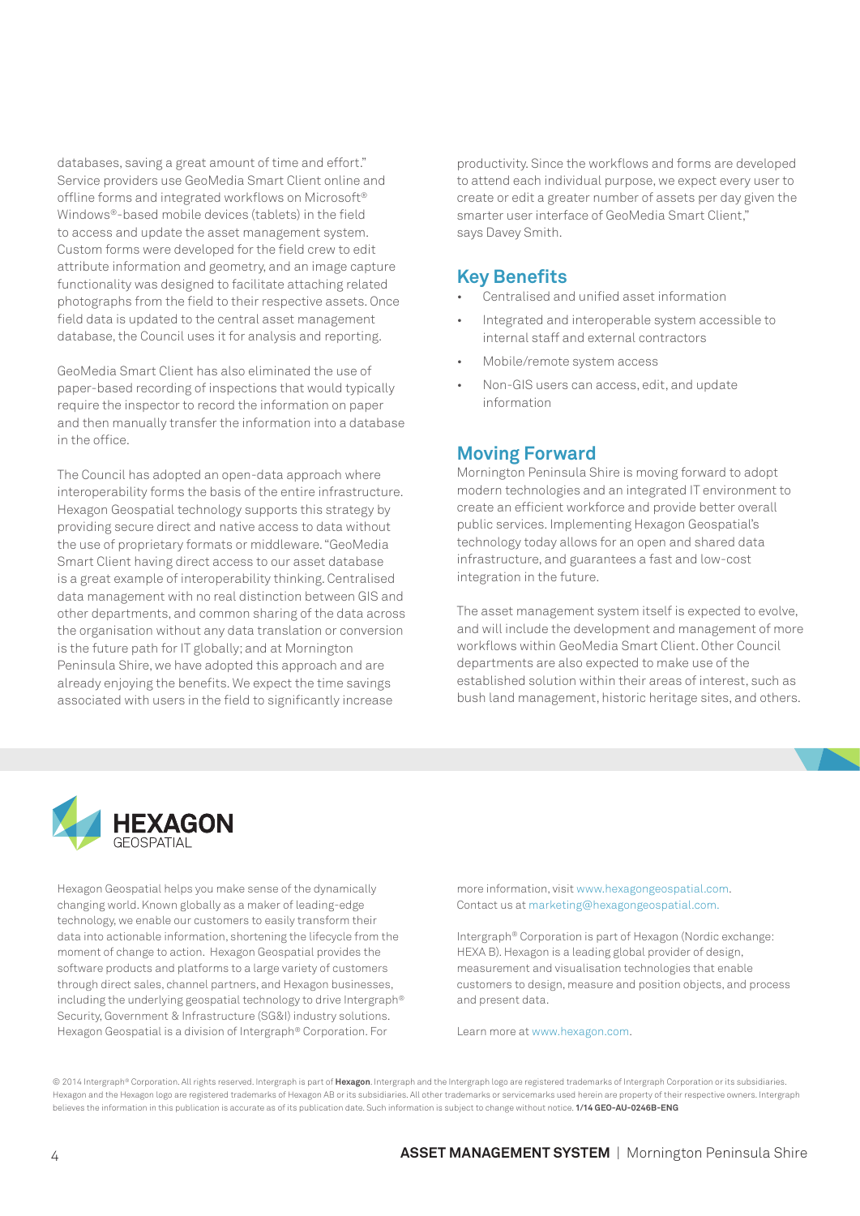databases, saving a great amount of time and effort."

Service providers use GeoMedia Smart Client online and offline forms and integrated workflows on Microsoft® Windows®-based mobile devices (tablets) in the field to access and update the asset management system. Custom forms were developed for the field crew to edit attribute information and geometry, and an image capture functionality was designed to facilitate attaching related photographs from the field to their respective assets. Once field data is updated to the central asset management database, the Council uses it for analysis and reporting.

GeoMedia Smart Client has also eliminated the use of paper-based recording of inspections that would typically require the inspector to record the information on paper and then manually transfer the information into a database in the office.

The Council has adopted an open-data approach where interoperability forms the basis of the entire infrastructure. Hexagon Geospatial technology supports this strategy by providing secure direct and native access to data without the use of proprietary formats or middleware. "GeoMedia Smart Client having direct access to our asset database is a great example of interoperability thinking. Centralised data management with no real distinction between GIS and other departments, and common sharing of the data across the organisation without any data translation or conversion is the future path for IT globally; and at Mornington Peninsula Shire, we have adopted this approach and are already enjoying the benefits. We expect the time savings associated with users in the field to significantly increase productivity. Since the workflows and forms are developed to attend each individual purpose, we expect every user to create or edit a greater number of assets per day given the smarter user interface of GeoMedia Smart Client," says Davey Smith.

## Key Benefits

- Centralised and unified asset information
- Integrated and interoperable system accessible to internal staff and external contractors
- Mobile/remote system access
- Non-GIS users can access, edit, and update information

## Moving Forward

Mornington Peninsula Shire is moving forward to adopt modern technologies and an integrated IT environment to create an efficient workforce and provide better overall public services. Implementing Hexagon Geospatial's technology today allows for an open and shared data infrastructure, and guarantees a fast and low-cost integration in the future.

The asset management system itself is expected to evolve, and will include the development and management of more workflows within GeoMedia Smart Client. Other Council departments are also expected to make use of the established solution within their areas of interest, such as bush land management, historic heritage sites, and others.

HEXAGON
GEOSPATIAL

Hexagon Geospatial helps you make sense of the dynamically changing world. Known globally as a maker of leading-edge technology, we enable our customers to easily transform their data into actionable information, shortening the lifecycle from the moment of change to action. Hexagon Geospatial provides the software products and platforms to a large variety of customers through direct sales, channel partners, and Hexagon businesses, including the underlying geospatial technology to drive Intergraph® Security, Government & Infrastructure (SG&I) industry solutions. Hexagon Geospatial is a division of Intergraph® Corporation. For more information, visit www.hexagongeospatial.com. Contact us at marketing@hexagongeospatial.com.

Intergraph® Corporation is part of Hexagon (Nordic exchange: HEXA B). Hexagon is a leading global provider of design, measurement and visualisation technologies that enable customers to design, measure and position objects, and process and present data.

Learn more at www.hexagon.com.

© 2014 Intergraph® Corporation. All rights reserved. Intergraph is part of **Hexagon**. Intergraph and the Intergraph logo are registered trademarks of Intergraph Corporation or its subsidiaries. Hexagon and the Hexagon logo are registered trademarks of Hexagon AB or its subsidiaries. All other trademarks or servicemarks used herein are property of their respective owners. Intergraph believes the information in this publication is accurate as of its publication date. Such information is subject to change without notice. **1/14 GEO-AU-0246B-ENG**